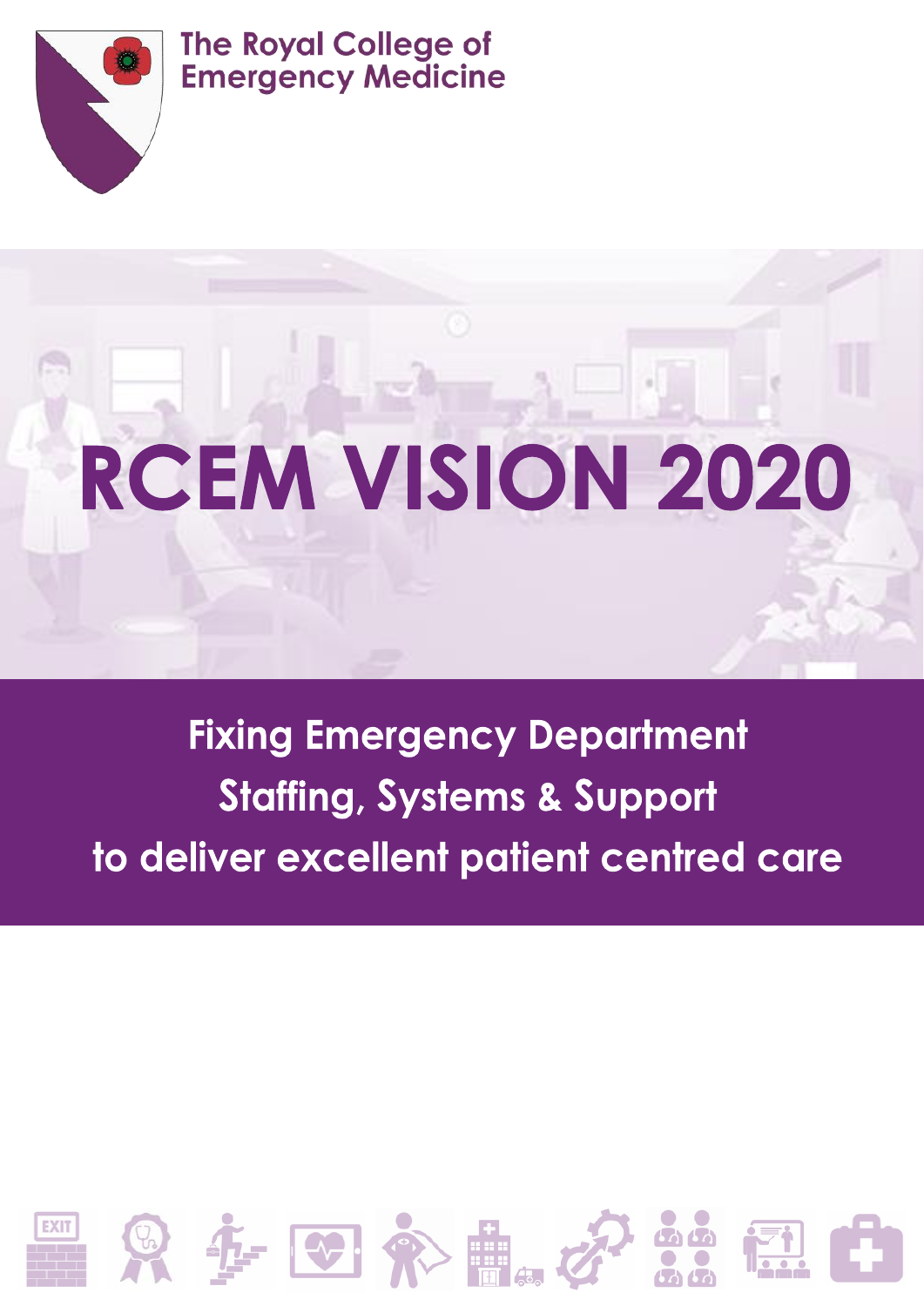The Royal College of Emergency Medicine

# RCEM VISION 2020

**Fixing Emergency Department Staffing, Systems & Support to deliver excellent patient centred care**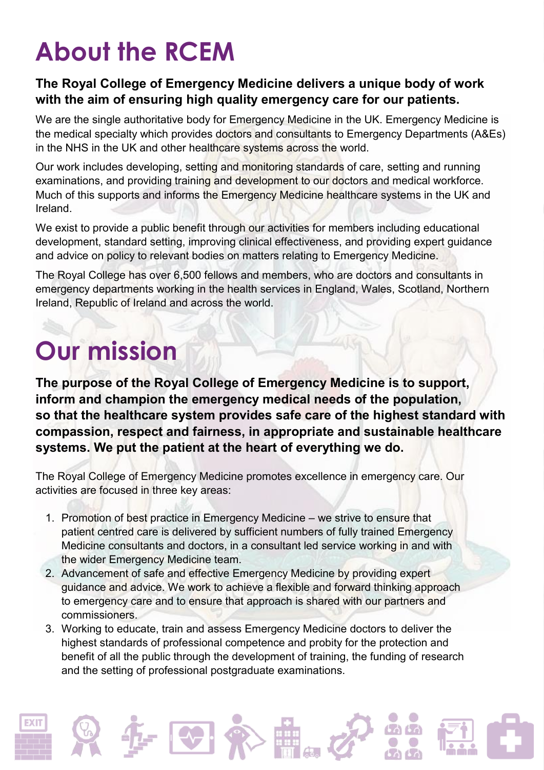# About the RCEM

**The Royal College of Emergency Medicine delivers a unique body of work with the aim of ensuring high quality emergency care for our patients.**

We are the single authoritative body for Emergency Medicine in the UK. Emergency Medicine is the medical specialty which provides doctors and consultants to Emergency Departments (A&Es) in the NHS in the UK and other healthcare systems across the world.

Our work includes developing, setting and monitoring standards of care, setting and running examinations, and providing training and development to our doctors and medical workforce. Much of this supports and informs the Emergency Medicine healthcare systems in the UK and Ireland.

We exist to provide a public benefit through our activities for members including educational development, standard setting, improving clinical effectiveness, and providing expert guidance and advice on policy to relevant bodies on matters relating to Emergency Medicine.

The Royal College has over 6,500 fellows and members, who are doctors and consultants in emergency departments working in the health services in England, Wales, Scotland, Northern Ireland, Republic of Ireland and across the world.

# Our mission

**The purpose of the Royal College of Emergency Medicine is to support, inform and champion the emergency medical needs of the population, so that the healthcare system provides safe care of the highest standard with compassion, respect and fairness, in appropriate and sustainable healthcare systems. We put the patient at the heart of everything we do.**

The Royal College of Emergency Medicine promotes excellence in emergency care. Our activities are focused in three key areas:

1. Promotion of best practice in Emergency Medicine – we strive to ensure that patient centred care is delivered by sufficient numbers of fully trained Emergency Medicine consultants and doctors, in a consultant led service working in and with the wider Emergency Medicine team.
2. Advancement of safe and effective Emergency Medicine by providing expert guidance and advice. We work to achieve a flexible and forward thinking approach to emergency care and to ensure that approach is shared with our partners and commissioners.
3. Working to educate, train and assess Emergency Medicine doctors to deliver the highest standards of professional competence and probity for the protection and benefit of all the public through the development of training, the funding of research and the setting of professional postgraduate examinations.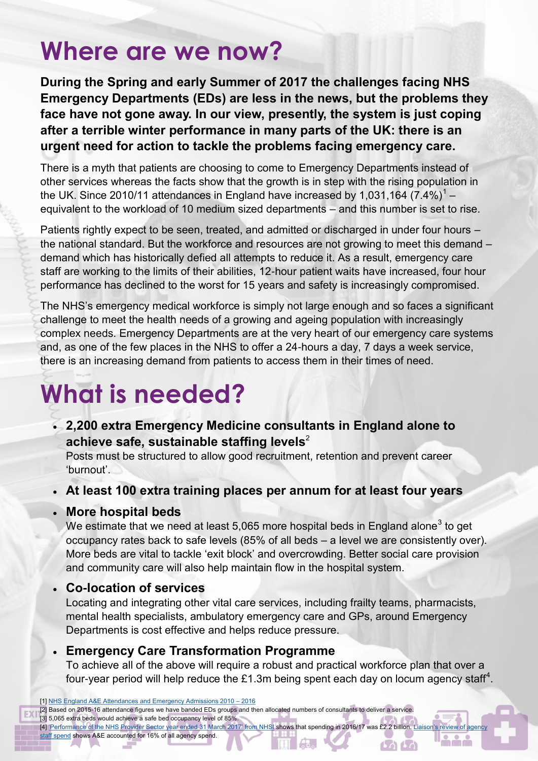# Where are we now?

**During the Spring and early Summer of 2017 the challenges facing NHS Emergency Departments (EDs) are less in the news, but the problems they face have not gone away. In our view, presently, the system is just coping after a terrible winter performance in many parts of the UK: there is an urgent need for action to tackle the problems facing emergency care.**

There is a myth that patients are choosing to come to Emergency Departments instead of other services whereas the facts show that the growth is in step with the rising population in the UK. Since 2010/11 attendances in England have increased by 1,031,164 (7.4%)[1] – equivalent to the workload of 10 medium sized departments – and this number is set to rise.

Patients rightly expect to be seen, treated, and admitted or discharged in under four hours – the national standard. But the workforce and resources are not growing to meet this demand – demand which has historically defied all attempts to reduce it. As a result, emergency care staff are working to the limits of their abilities, 12-hour patient waits have increased, four hour performance has declined to the worst for 15 years and safety is increasingly compromised.

The NHS's emergency medical workforce is simply not large enough and so faces a significant challenge to meet the health needs of a growing and ageing population with increasingly complex needs. Emergency Departments are at the very heart of our emergency care systems and, as one of the few places in the NHS to offer a 24-hours a day, 7 days a week service, there is an increasing demand from patients to access them in their times of need.

# What is needed?

- **2,200 extra Emergency Medicine consultants in England alone to achieve safe, sustainable staffing levels**[2]
  Posts must be structured to allow good recruitment, retention and prevent career 'burnout'.
- **At least 100 extra training places per annum for at least four years**
- **More hospital beds**
  We estimate that we need at least 5,065 more hospital beds in England alone[3] to get occupancy rates back to safe levels (85% of all beds – a level we are consistently over). More beds are vital to tackle 'exit block' and overcrowding. Better social care provision and community care will also help maintain flow in the hospital system.
- **Co-location of services**
  Locating and integrating other vital care services, including frailty teams, pharmacists, mental health specialists, ambulatory emergency care and GPs, around Emergency Departments is cost effective and helps reduce pressure.
- **Emergency Care Transformation Programme**
  To achieve all of the above will require a robust and practical workforce plan that over a four-year period will help reduce the £1.3m being spent each day on locum agency staff[4].

[1] NHS England A&E Attendances and Emergency Admissions 2010 – 2016
[2] Based on 2015-16 attendance figures we have banded EDs groups and then allocated numbers of consultants to deliver a service.
[3] 5,065 extra beds would achieve a safe bed occupancy level of 85%.
[4] 'Performance of the NHS Provider Sector year ended 31 March 2017' from NHSI shows that spending in 2016/17 was £2.2 billion. Liaison's review of agency staff spend shows A&E accounted for 16% of all agency spend.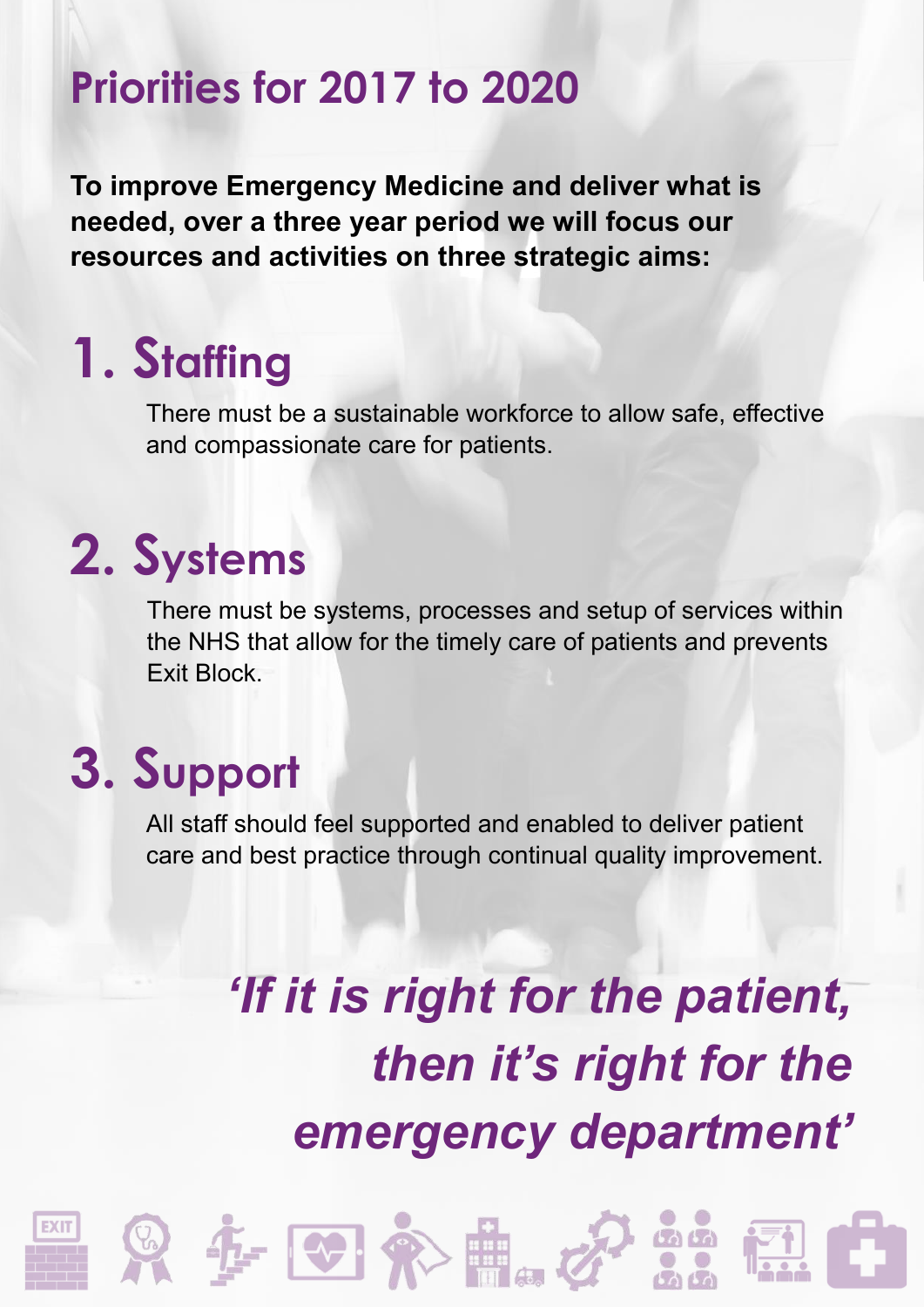# Priorities for 2017 to 2020

**To improve Emergency Medicine and deliver what is needed, over a three year period we will focus our resources and activities on three strategic aims:**

## 1. Staffing

There must be a sustainable workforce to allow safe, effective and compassionate care for patients.

## 2. Systems

There must be systems, processes and setup of services within the NHS that allow for the timely care of patients and prevents Exit Block.

## 3. Support

All staff should feel supported and enabled to deliver patient care and best practice through continual quality improvement.

*'If it is right for the patient, then it's right for the emergency department'*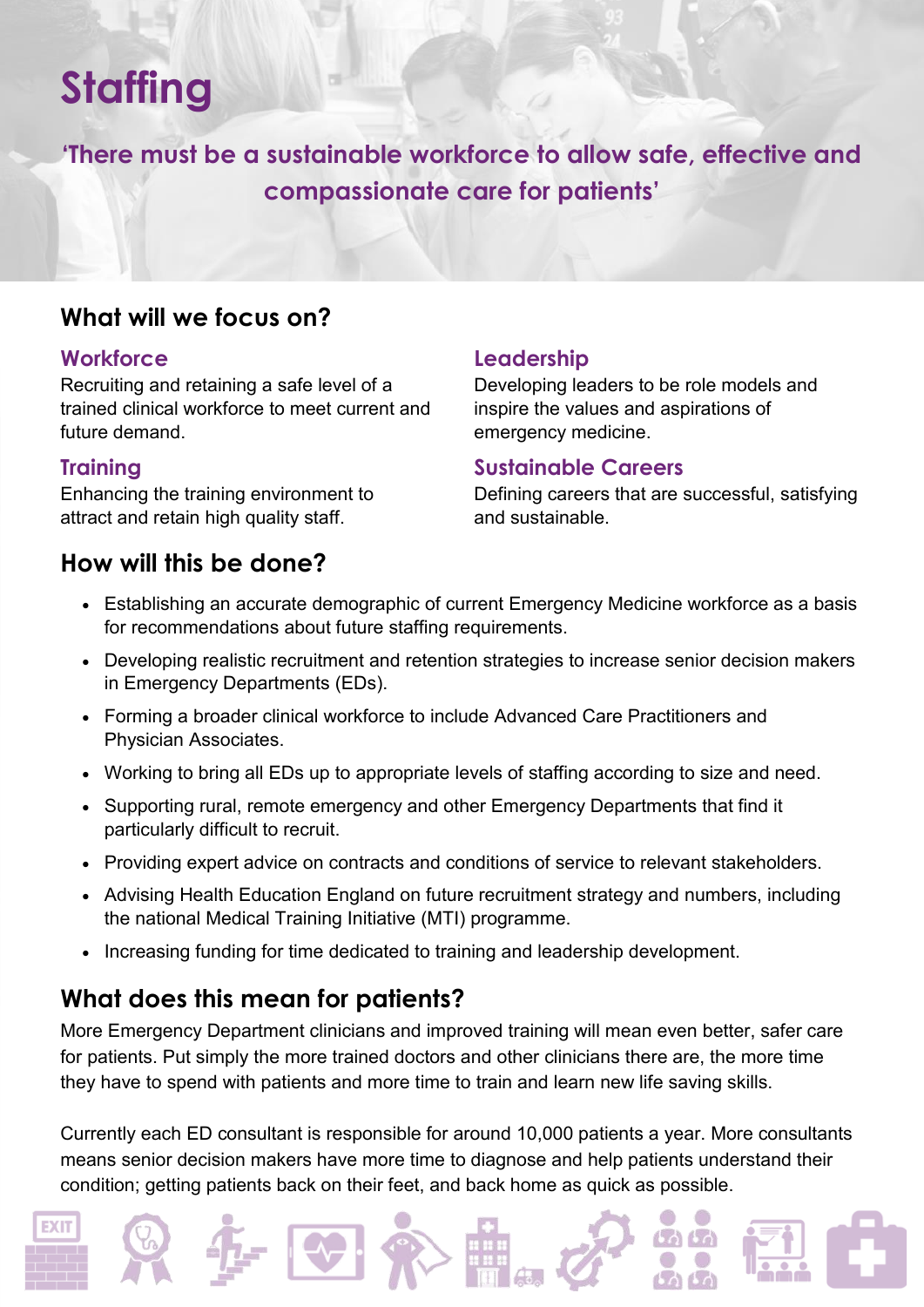# Staffing

**'There must be a sustainable workforce to allow safe, effective and compassionate care for patients'**

## What will we focus on?

### Workforce

Recruiting and retaining a safe level of a trained clinical workforce to meet current and future demand.

### Training

Enhancing the training environment to attract and retain high quality staff.

### Leadership

Developing leaders to be role models and inspire the values and aspirations of emergency medicine.

### Sustainable Careers

Defining careers that are successful, satisfying and sustainable.

## How will this be done?

- Establishing an accurate demographic of current Emergency Medicine workforce as a basis for recommendations about future staffing requirements.
- Developing realistic recruitment and retention strategies to increase senior decision makers in Emergency Departments (EDs).
- Forming a broader clinical workforce to include Advanced Care Practitioners and Physician Associates.
- Working to bring all EDs up to appropriate levels of staffing according to size and need.
- Supporting rural, remote emergency and other Emergency Departments that find it particularly difficult to recruit.
- Providing expert advice on contracts and conditions of service to relevant stakeholders.
- Advising Health Education England on future recruitment strategy and numbers, including the national Medical Training Initiative (MTI) programme.
- Increasing funding for time dedicated to training and leadership development.

## What does this mean for patients?

More Emergency Department clinicians and improved training will mean even better, safer care for patients. Put simply the more trained doctors and other clinicians there are, the more time they have to spend with patients and more time to train and learn new life saving skills.

Currently each ED consultant is responsible for around 10,000 patients a year. More consultants means senior decision makers have more time to diagnose and help patients understand their condition; getting patients back on their feet, and back home as quick as possible.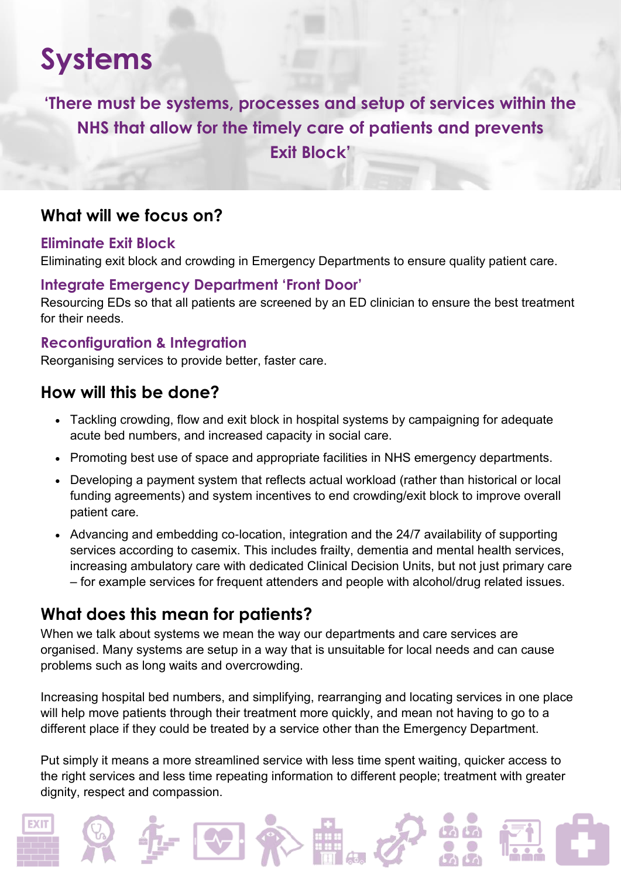# Systems

**'There must be systems, processes and setup of services within the NHS that allow for the timely care of patients and prevents Exit Block'**

## What will we focus on?

### Eliminate Exit Block

Eliminating exit block and crowding in Emergency Departments to ensure quality patient care.

### Integrate Emergency Department 'Front Door'

Resourcing EDs so that all patients are screened by an ED clinician to ensure the best treatment for their needs.

### Reconfiguration & Integration

Reorganising services to provide better, faster care.

## How will this be done?

- Tackling crowding, flow and exit block in hospital systems by campaigning for adequate acute bed numbers, and increased capacity in social care.
- Promoting best use of space and appropriate facilities in NHS emergency departments.
- Developing a payment system that reflects actual workload (rather than historical or local funding agreements) and system incentives to end crowding/exit block to improve overall patient care.
- Advancing and embedding co-location, integration and the 24/7 availability of supporting services according to casemix. This includes frailty, dementia and mental health services, increasing ambulatory care with dedicated Clinical Decision Units, but not just primary care – for example services for frequent attenders and people with alcohol/drug related issues.

## What does this mean for patients?

When we talk about systems we mean the way our departments and care services are organised. Many systems are setup in a way that is unsuitable for local needs and can cause problems such as long waits and overcrowding.

Increasing hospital bed numbers, and simplifying, rearranging and locating services in one place will help move patients through their treatment more quickly, and mean not having to go to a different place if they could be treated by a service other than the Emergency Department.

Put simply it means a more streamlined service with less time spent waiting, quicker access to the right services and less time repeating information to different people; treatment with greater dignity, respect and compassion.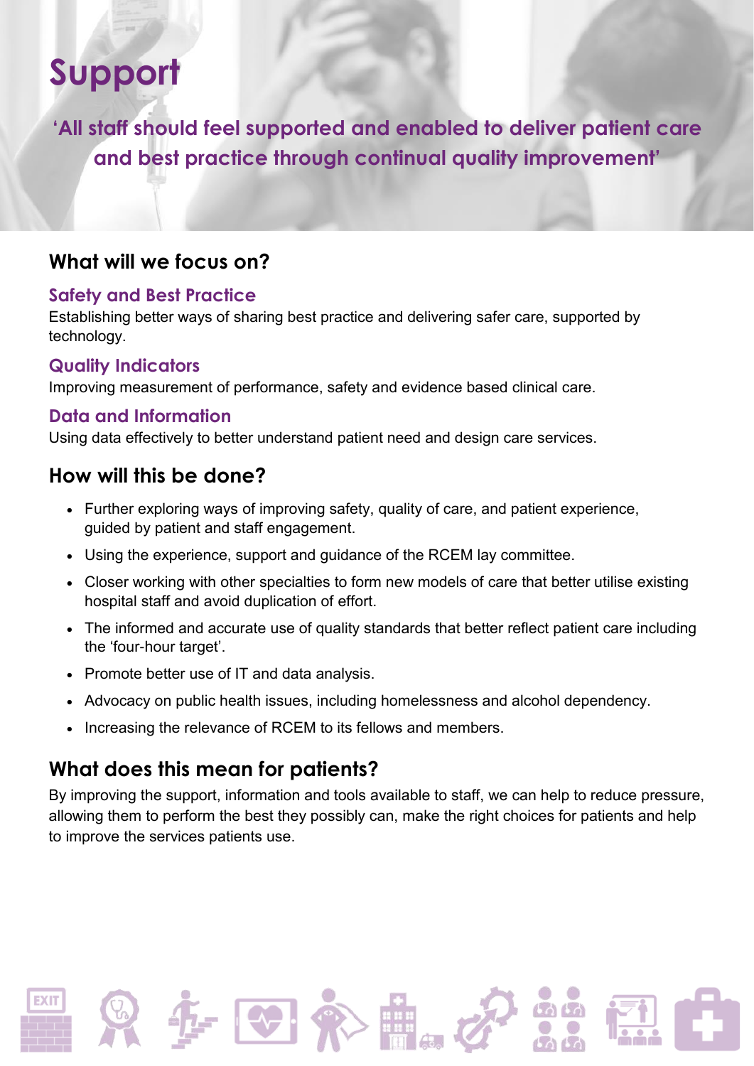# Support

**‘All staff should feel supported and enabled to deliver patient care and best practice through continual quality improvement’**

## What will we focus on?

### Safety and Best Practice

Establishing better ways of sharing best practice and delivering safer care, supported by technology.

### Quality Indicators

Improving measurement of performance, safety and evidence based clinical care.

### Data and Information

Using data effectively to better understand patient need and design care services.

## How will this be done?

- Further exploring ways of improving safety, quality of care, and patient experience, guided by patient and staff engagement.
- Using the experience, support and guidance of the RCEM lay committee.
- Closer working with other specialties to form new models of care that better utilise existing hospital staff and avoid duplication of effort.
- The informed and accurate use of quality standards that better reflect patient care including the ‘four-hour target’.
- Promote better use of IT and data analysis.
- Advocacy on public health issues, including homelessness and alcohol dependency.
- Increasing the relevance of RCEM to its fellows and members.

## What does this mean for patients?

By improving the support, information and tools available to staff, we can help to reduce pressure, allowing them to perform the best they possibly can, make the right choices for patients and help to improve the services patients use.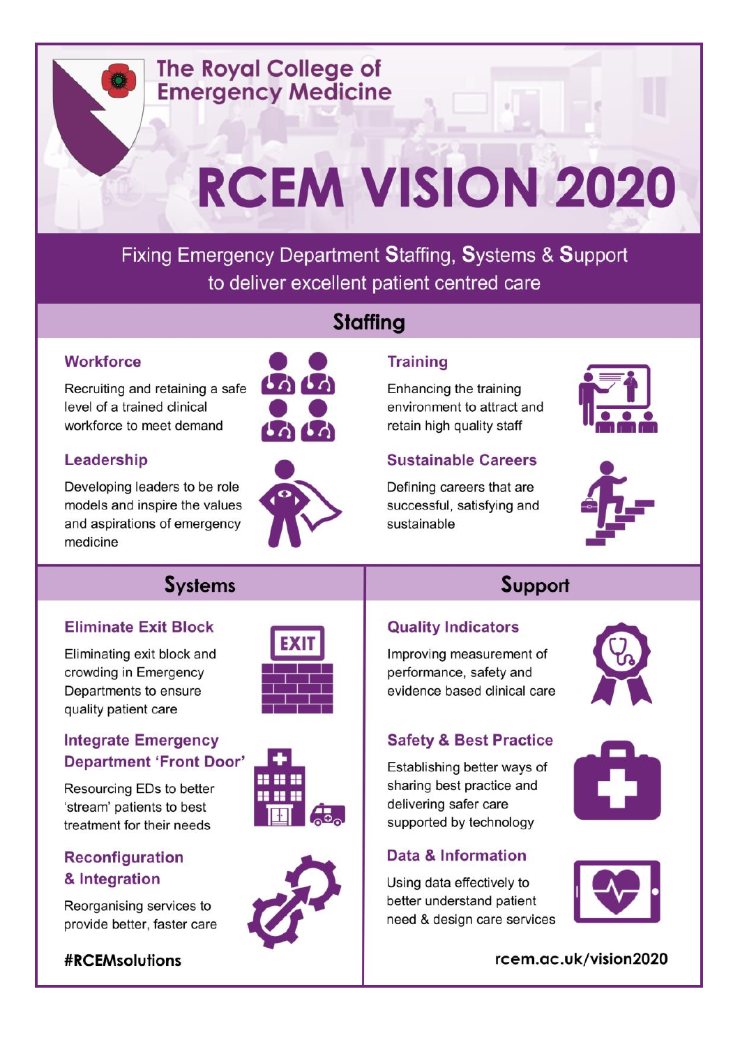The Royal College of Emergency Medicine

# RCEM VISION 2020

Fixing Emergency Department Staffing, Systems & Support to deliver excellent patient centred care

## Staffing

### Workforce

Recruiting and retaining a safe level of a trained clinical workforce to meet demand

### Training

Enhancing the training environment to attract and retain high quality staff

### Leadership

Developing leaders to be role models and inspire the values and aspirations of emergency medicine

### Sustainable Careers

Defining careers that are successful, satisfying and sustainable

## Systems

### Eliminate Exit Block

Eliminating exit block and crowding in Emergency Departments to ensure quality patient care

### Integrate Emergency Department 'Front Door'

Resourcing EDs to better 'stream' patients to best treatment for their needs

### Reconfiguration & Integration

Reorganising services to provide better, faster care

## Support

### Quality Indicators

Improving measurement of performance, safety and evidence based clinical care

### Safety & Best Practice

Establishing better ways of sharing best practice and delivering safer care supported by technology

### Data & Information

Using data effectively to better understand patient need & design care services

#RCEMsolutions

rcem.ac.uk/vision2020